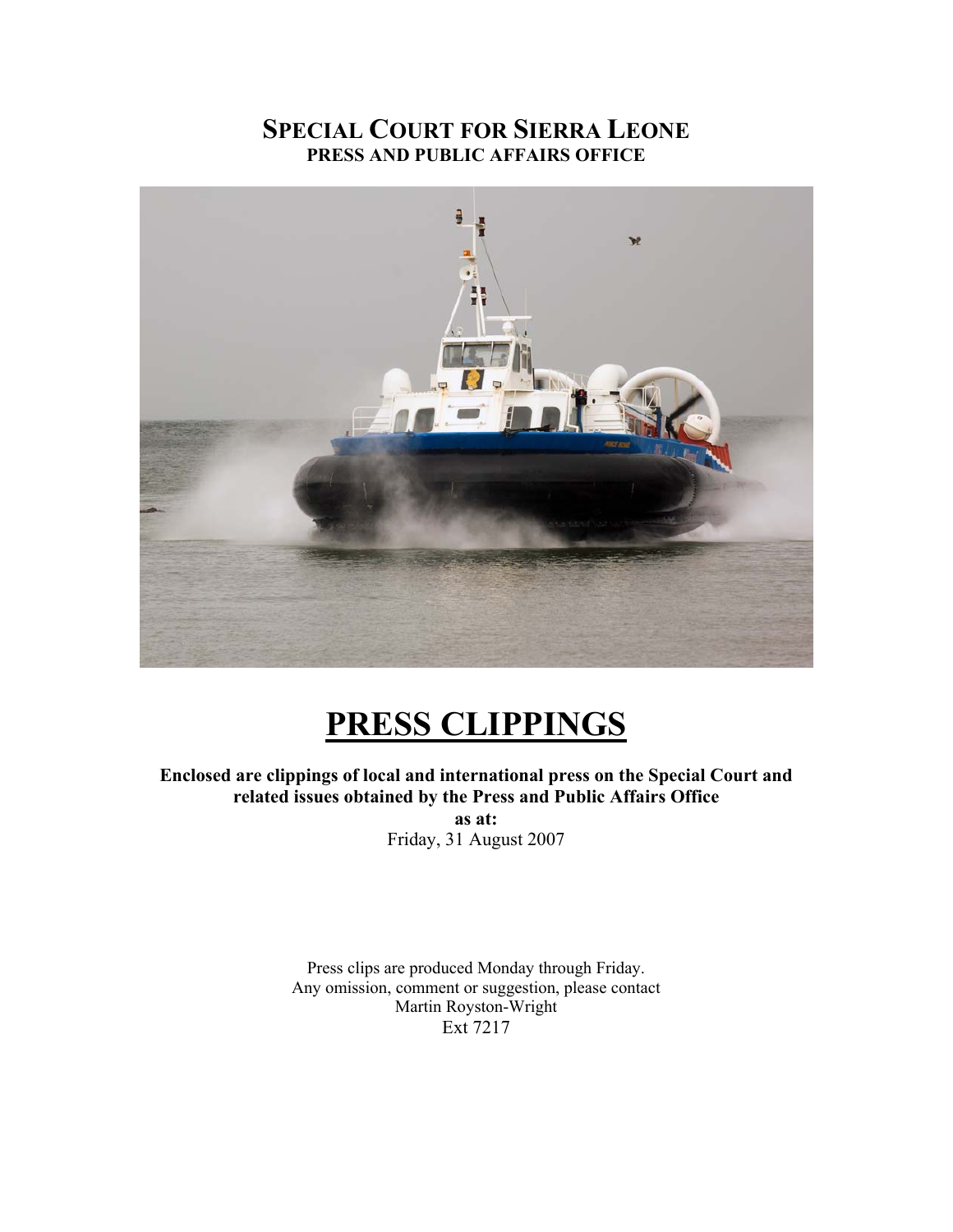# Special Court for Sierra Leone

**PRESS AND PUBLIC AFFAIRS OFFICE**

# PRESS CLIPPINGS

**Enclosed are clippings of local and international press on the Special Court and related issues obtained by the Press and Public Affairs Office as at:**

Friday, 31 August 2007

Press clips are produced Monday through Friday.
Any omission, comment or suggestion, please contact
Martin Royston-Wright
Ext 7217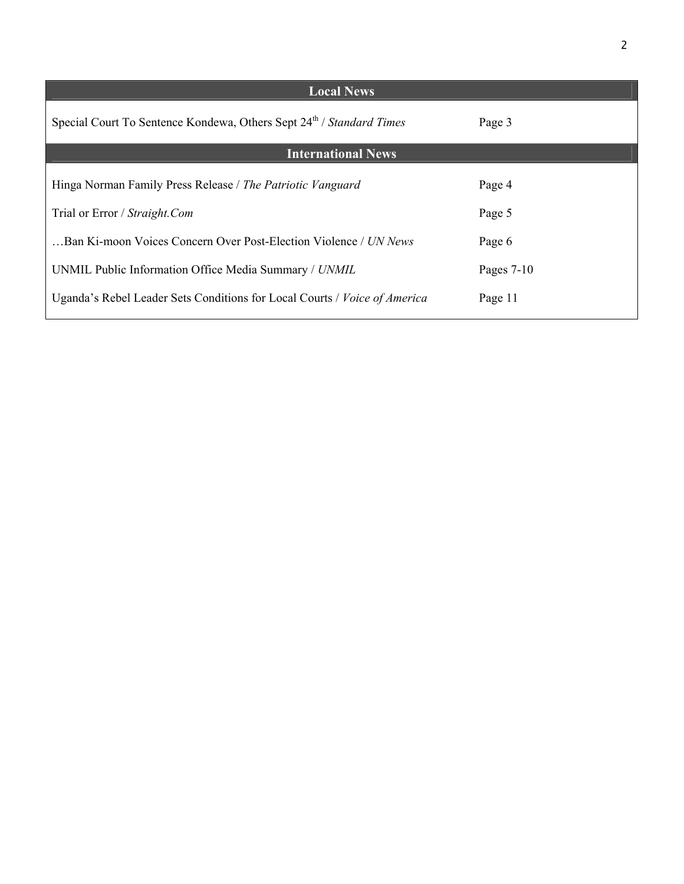## Local News

| | |
|---|---|
| Special Court To Sentence Kondewa, Others Sept 24th / *Standard Times* | Page 3 |

## International News

| | |
|---|---|
| Hinga Norman Family Press Release / *The Patriotic Vanguard* | Page 4 |
| Trial or Error / *Straight.Com* | Page 5 |
| …Ban Ki-moon Voices Concern Over Post-Election Violence / *UN News* | Page 6 |
| UNMIL Public Information Office Media Summary / *UNMIL* | Pages 7-10 |
| Uganda's Rebel Leader Sets Conditions for Local Courts / *Voice of America* | Page 11 |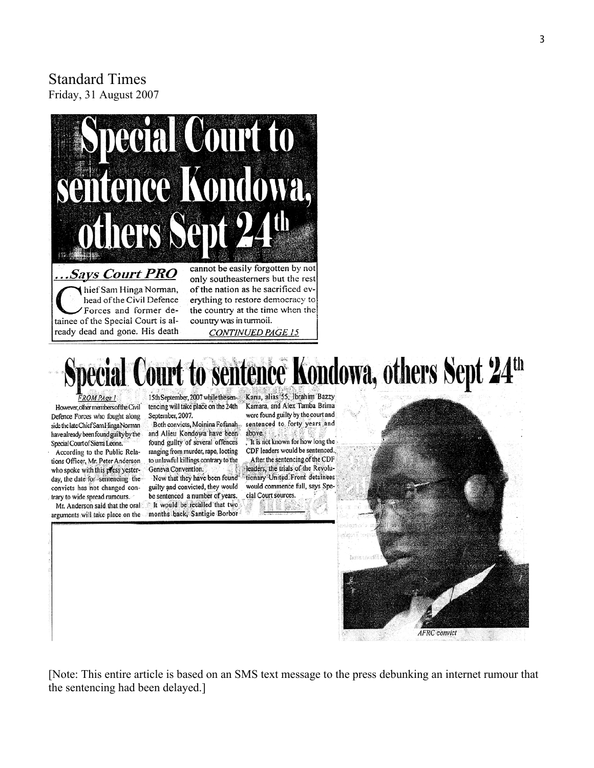Standard Times
Friday, 31 August 2007

# Special Court to sentence Kondowa, others Sept 24th

***...Says Court PRO***

Chief Sam Hinga Norman, head of the Civil Defence Forces and former detainee of the Special Court is already dead and gone. His death cannot be easily forgotten by not only southeasterners but the rest of the nation as he sacrificed everything to restore democracy to the country at the time when the country was in turmoil.

*CONTINUED PAGE 15*

# Special Court to sentence Kondowa, others Sept 24th

*FROM PAge 1*

However, other members of the Civil Defence Forces who fought along side the late Chief Sam Hinga Norman have already been found guilty by the Special Court of Sierra Leone.

According to the Public Relations Officer, Mr. Peter Anderson who spoke with this press yesterday, the date for sentencing the convicts has not changed contrary to wide spread rumours.

Mr. Anderson said that the oral arguments will take place on the 15th September, 2007 while the sentencing will take place on the 24th September, 2007.

Both convicts, Moinina Fofanah and Alieu Kondowa have been found guilty of several offences ranging from murder, rape, looting to unlawful killings contrary to the Geneva Convention.

Now that they have been found guilty and convicted, they would be sentenced a number of years.

It would be recalled that two months back, Santigie Borbor Kanu, alias 55, Ibrahim Bazzy Kamara, and Alex Tamba Brima were found guilty by the court and sentenced to forty years and above.

It is not known for how long the CDF leaders would be sentenced.

After the sentencing of the CDF leaders, the trials of the Revolutionary United Front detainees would commence full, says Special Court sources.

*AFRC convict*

[Note: This entire article is based on an SMS text message to the press debunking an internet rumour that the sentencing had been delayed.]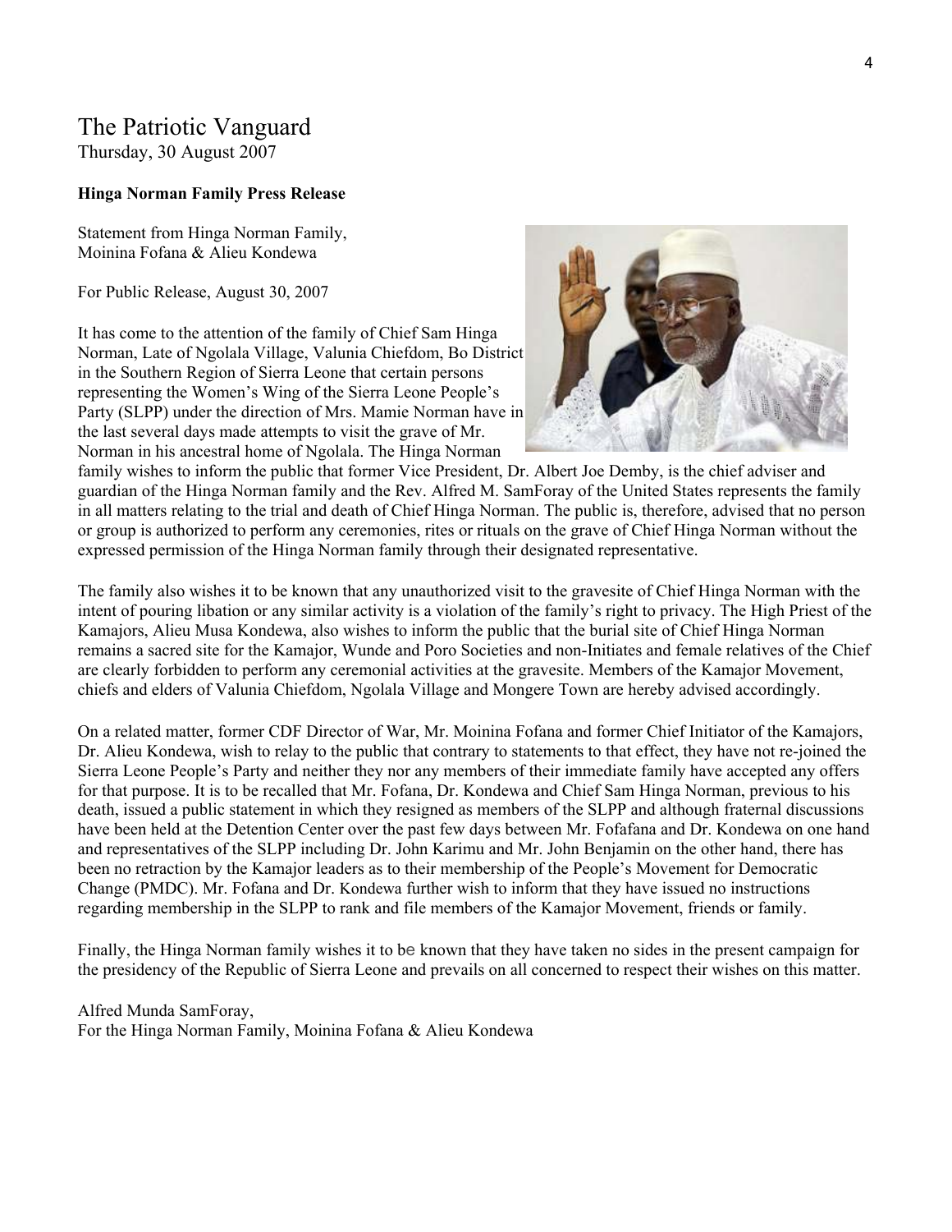# The Patriotic Vanguard

Thursday, 30 August 2007

**Hinga Norman Family Press Release**

Statement from Hinga Norman Family,
Moinina Fofana & Alieu Kondewa

For Public Release, August 30, 2007

It has come to the attention of the family of Chief Sam Hinga Norman, Late of Ngolala Village, Valunia Chiefdom, Bo District in the Southern Region of Sierra Leone that certain persons representing the Women's Wing of the Sierra Leone People's Party (SLPP) under the direction of Mrs. Mamie Norman have in the last several days made attempts to visit the grave of Mr. Norman in his ancestral home of Ngolala. The Hinga Norman family wishes to inform the public that former Vice President, Dr. Albert Joe Demby, is the chief adviser and guardian of the Hinga Norman family and the Rev. Alfred M. SamForay of the United States represents the family in all matters relating to the trial and death of Chief Hinga Norman. The public is, therefore, advised that no person or group is authorized to perform any ceremonies, rites or rituals on the grave of Chief Hinga Norman without the expressed permission of the Hinga Norman family through their designated representative.

The family also wishes it to be known that any unauthorized visit to the gravesite of Chief Hinga Norman with the intent of pouring libation or any similar activity is a violation of the family's right to privacy. The High Priest of the Kamajors, Alieu Musa Kondewa, also wishes to inform the public that the burial site of Chief Hinga Norman remains a sacred site for the Kamajor, Wunde and Poro Societies and non-Initiates and female relatives of the Chief are clearly forbidden to perform any ceremonial activities at the gravesite. Members of the Kamajor Movement, chiefs and elders of Valunia Chiefdom, Ngolala Village and Mongere Town are hereby advised accordingly.

On a related matter, former CDF Director of War, Mr. Moinina Fofana and former Chief Initiator of the Kamajors, Dr. Alieu Kondewa, wish to relay to the public that contrary to statements to that effect, they have not re-joined the Sierra Leone People's Party and neither they nor any members of their immediate family have accepted any offers for that purpose. It is to be recalled that Mr. Fofana, Dr. Kondewa and Chief Sam Hinga Norman, previous to his death, issued a public statement in which they resigned as members of the SLPP and although fraternal discussions have been held at the Detention Center over the past few days between Mr. Fofafana and Dr. Kondewa on one hand and representatives of the SLPP including Dr. John Karimu and Mr. John Benjamin on the other hand, there has been no retraction by the Kamajor leaders as to their membership of the People's Movement for Democratic Change (PMDC). Mr. Fofana and Dr. Kondewa further wish to inform that they have issued no instructions regarding membership in the SLPP to rank and file members of the Kamajor Movement, friends or family.

Finally, the Hinga Norman family wishes it to be known that they have taken no sides in the present campaign for the presidency of the Republic of Sierra Leone and prevails on all concerned to respect their wishes on this matter.

Alfred Munda SamForay,
For the Hinga Norman Family, Moinina Fofana & Alieu Kondewa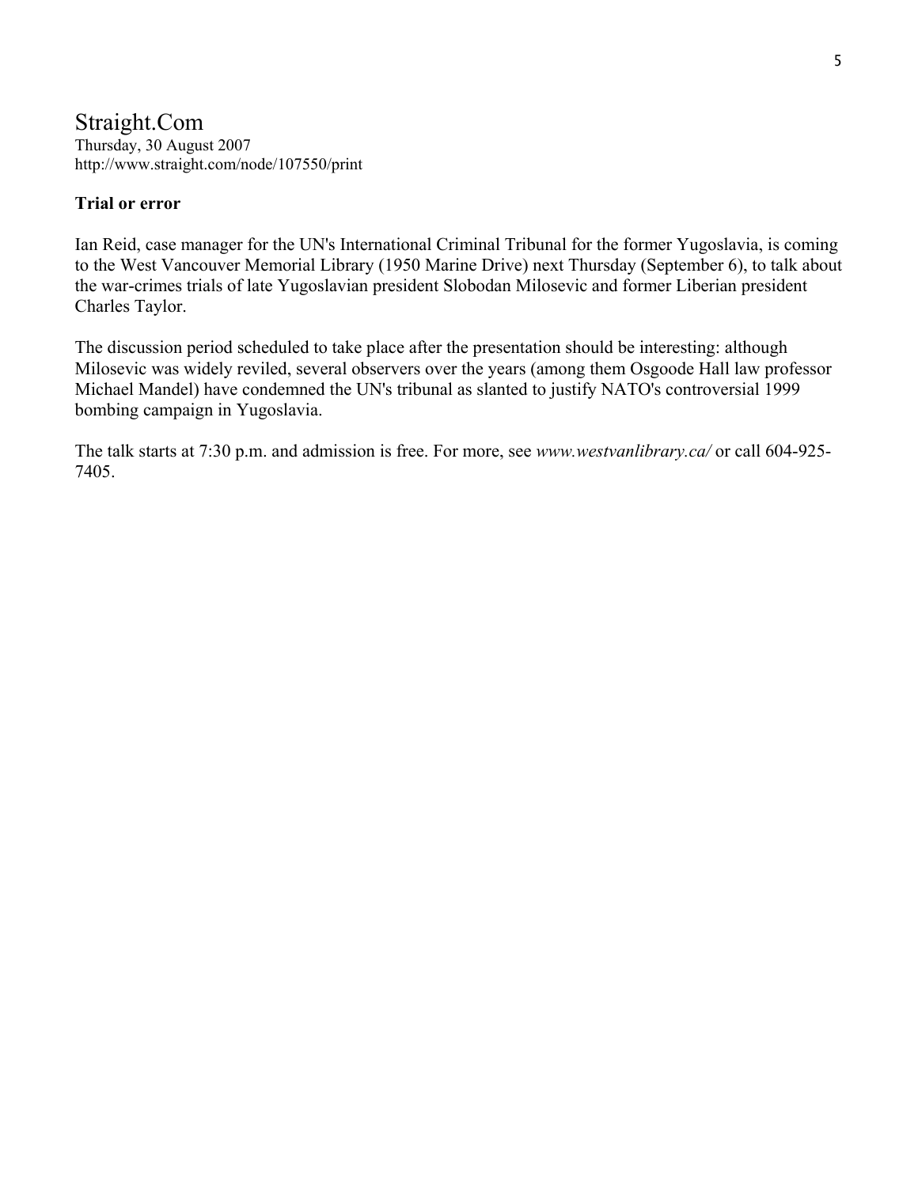# Straight.Com

Thursday, 30 August 2007
http://www.straight.com/node/107550/print

**Trial or error**

Ian Reid, case manager for the UN's International Criminal Tribunal for the former Yugoslavia, is coming to the West Vancouver Memorial Library (1950 Marine Drive) next Thursday (September 6), to talk about the war-crimes trials of late Yugoslavian president Slobodan Milosevic and former Liberian president Charles Taylor.

The discussion period scheduled to take place after the presentation should be interesting: although Milosevic was widely reviled, several observers over the years (among them Osgoode Hall law professor Michael Mandel) have condemned the UN's tribunal as slanted to justify NATO's controversial 1999 bombing campaign in Yugoslavia.

The talk starts at 7:30 p.m. and admission is free. For more, see *www.westvanlibrary.ca/* or call 604-925-7405.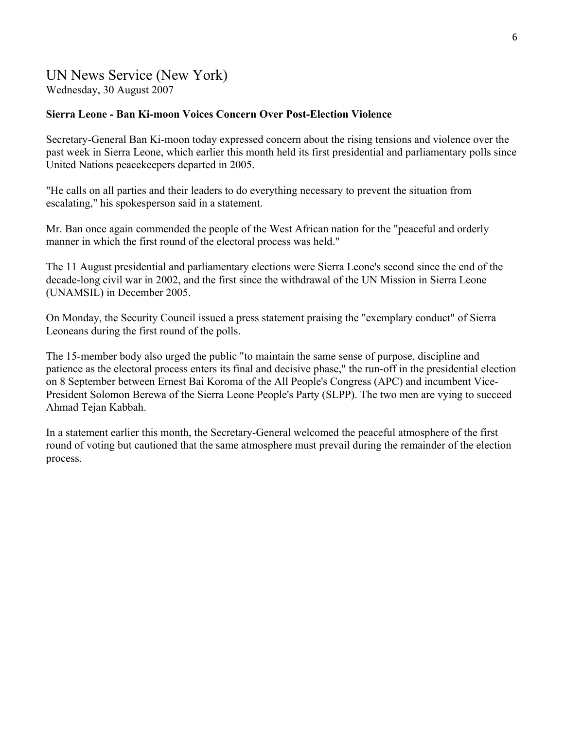## UN News Service (New York)

Wednesday, 30 August 2007

**Sierra Leone - Ban Ki-moon Voices Concern Over Post-Election Violence**

Secretary-General Ban Ki-moon today expressed concern about the rising tensions and violence over the past week in Sierra Leone, which earlier this month held its first presidential and parliamentary polls since United Nations peacekeepers departed in 2005.

"He calls on all parties and their leaders to do everything necessary to prevent the situation from escalating," his spokesperson said in a statement.

Mr. Ban once again commended the people of the West African nation for the "peaceful and orderly manner in which the first round of the electoral process was held."

The 11 August presidential and parliamentary elections were Sierra Leone's second since the end of the decade-long civil war in 2002, and the first since the withdrawal of the UN Mission in Sierra Leone (UNAMSIL) in December 2005.

On Monday, the Security Council issued a press statement praising the "exemplary conduct" of Sierra Leoneans during the first round of the polls.

The 15-member body also urged the public "to maintain the same sense of purpose, discipline and patience as the electoral process enters its final and decisive phase," the run-off in the presidential election on 8 September between Ernest Bai Koroma of the All People's Congress (APC) and incumbent Vice-President Solomon Berewa of the Sierra Leone People's Party (SLPP). The two men are vying to succeed Ahmad Tejan Kabbah.

In a statement earlier this month, the Secretary-General welcomed the peaceful atmosphere of the first round of voting but cautioned that the same atmosphere must prevail during the remainder of the election process.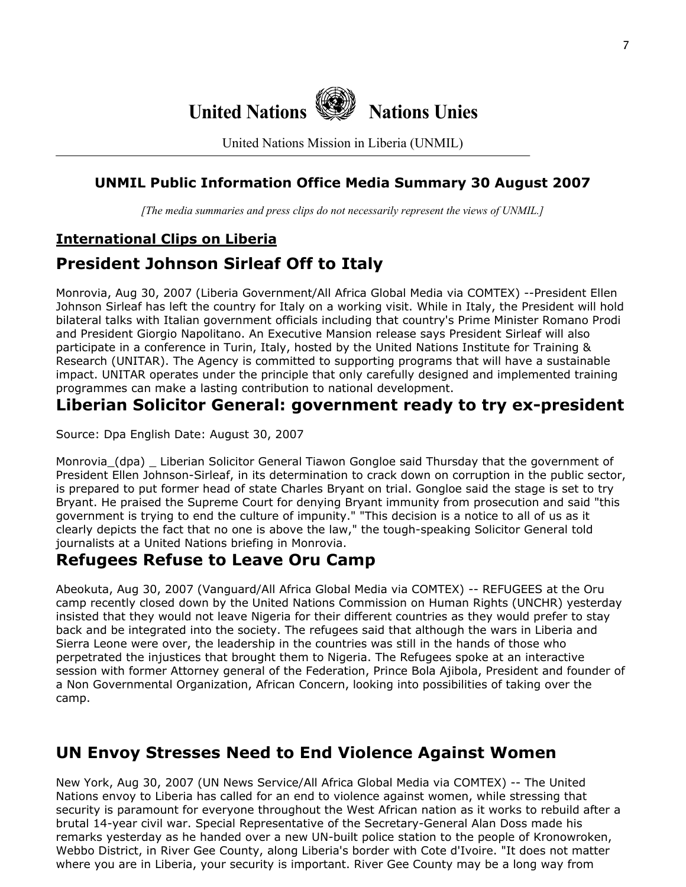United Nations Nations Unies

United Nations Mission in Liberia (UNMIL)

### UNMIL Public Information Office Media Summary 30 August 2007

*[The media summaries and press clips do not necessarily represent the views of UNMIL.]*

**International Clips on Liberia**

## President Johnson Sirleaf Off to Italy

Monrovia, Aug 30, 2007 (Liberia Government/All Africa Global Media via COMTEX) --President Ellen Johnson Sirleaf has left the country for Italy on a working visit. While in Italy, the President will hold bilateral talks with Italian government officials including that country's Prime Minister Romano Prodi and President Giorgio Napolitano. An Executive Mansion release says President Sirleaf will also participate in a conference in Turin, Italy, hosted by the United Nations Institute for Training & Research (UNITAR). The Agency is committed to supporting programs that will have a sustainable impact. UNITAR operates under the principle that only carefully designed and implemented training programmes can make a lasting contribution to national development.

## Liberian Solicitor General: government ready to try ex-president

Source: Dpa English Date: August 30, 2007

Monrovia_(dpa) _ Liberian Solicitor General Tiawon Gongloe said Thursday that the government of President Ellen Johnson-Sirleaf, in its determination to crack down on corruption in the public sector, is prepared to put former head of state Charles Bryant on trial. Gongloe said the stage is set to try Bryant. He praised the Supreme Court for denying Bryant immunity from prosecution and said "this government is trying to end the culture of impunity." "This decision is a notice to all of us as it clearly depicts the fact that no one is above the law," the tough-speaking Solicitor General told journalists at a United Nations briefing in Monrovia.

## Refugees Refuse to Leave Oru Camp

Abeokuta, Aug 30, 2007 (Vanguard/All Africa Global Media via COMTEX) -- REFUGEES at the Oru camp recently closed down by the United Nations Commission on Human Rights (UNCHR) yesterday insisted that they would not leave Nigeria for their different countries as they would prefer to stay back and be integrated into the society. The refugees said that although the wars in Liberia and Sierra Leone were over, the leadership in the countries was still in the hands of those who perpetrated the injustices that brought them to Nigeria. The Refugees spoke at an interactive session with former Attorney general of the Federation, Prince Bola Ajibola, President and founder of a Non Governmental Organization, African Concern, looking into possibilities of taking over the camp.

## UN Envoy Stresses Need to End Violence Against Women

New York, Aug 30, 2007 (UN News Service/All Africa Global Media via COMTEX) -- The United Nations envoy to Liberia has called for an end to violence against women, while stressing that security is paramount for everyone throughout the West African nation as it works to rebuild after a brutal 14-year civil war. Special Representative of the Secretary-General Alan Doss made his remarks yesterday as he handed over a new UN-built police station to the people of Kronowroken, Webbo District, in River Gee County, along Liberia's border with Cote d'Ivoire. "It does not matter where you are in Liberia, your security is important. River Gee County may be a long way from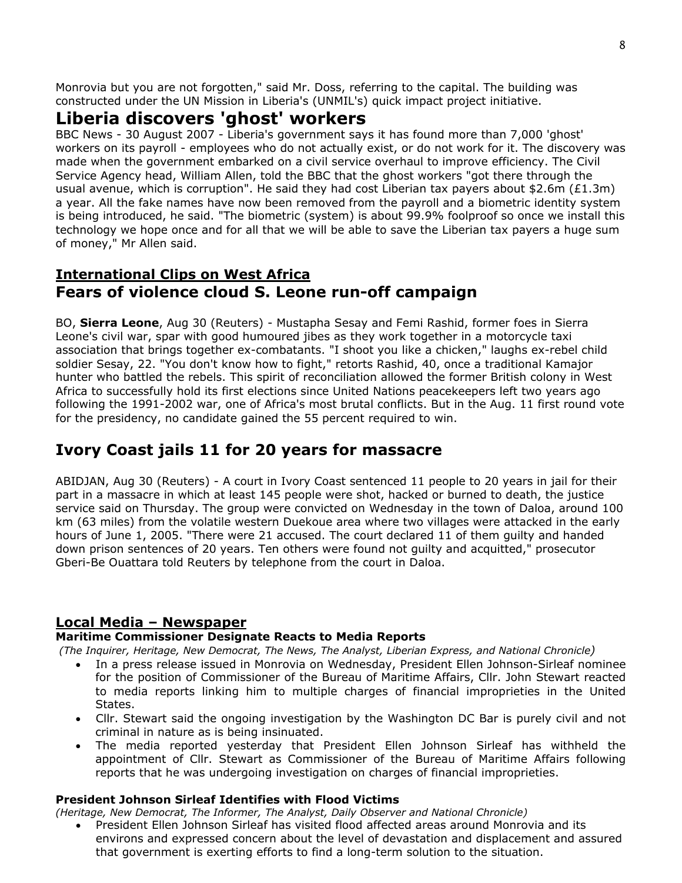Monrovia but you are not forgotten," said Mr. Doss, referring to the capital. The building was constructed under the UN Mission in Liberia's (UNMIL's) quick impact project initiative.

# Liberia discovers 'ghost' workers

BBC News - 30 August 2007 - Liberia's government says it has found more than 7,000 'ghost' workers on its payroll - employees who do not actually exist, or do not work for it. The discovery was made when the government embarked on a civil service overhaul to improve efficiency. The Civil Service Agency head, William Allen, told the BBC that the ghost workers "got there through the usual avenue, which is corruption". He said they had cost Liberian tax payers about $2.6m (£1.3m) a year. All the fake names have now been removed from the payroll and a biometric identity system is being introduced, he said. "The biometric (system) is about 99.9% foolproof so once we install this technology we hope once and for all that we will be able to save the Liberian tax payers a huge sum of money," Mr Allen said.

## International Clips on West Africa

# Fears of violence cloud S. Leone run-off campaign

BO, **Sierra Leone**, Aug 30 (Reuters) - Mustapha Sesay and Femi Rashid, former foes in Sierra Leone's civil war, spar with good humoured jibes as they work together in a motorcycle taxi association that brings together ex-combatants. "I shoot you like a chicken," laughs ex-rebel child soldier Sesay, 22. "You don't know how to fight," retorts Rashid, 40, once a traditional Kamajor hunter who battled the rebels. This spirit of reconciliation allowed the former British colony in West Africa to successfully hold its first elections since United Nations peacekeepers left two years ago following the 1991-2002 war, one of Africa's most brutal conflicts. But in the Aug. 11 first round vote for the presidency, no candidate gained the 55 percent required to win.

# Ivory Coast jails 11 for 20 years for massacre

ABIDJAN, Aug 30 (Reuters) - A court in Ivory Coast sentenced 11 people to 20 years in jail for their part in a massacre in which at least 145 people were shot, hacked or burned to death, the justice service said on Thursday. The group were convicted on Wednesday in the town of Daloa, around 100 km (63 miles) from the volatile western Duekoue area where two villages were attacked in the early hours of June 1, 2005. "There were 21 accused. The court declared 11 of them guilty and handed down prison sentences of 20 years. Ten others were found not guilty and acquitted," prosecutor Gberi-Be Ouattara told Reuters by telephone from the court in Daloa.

## Local Media – Newspaper

### Maritime Commissioner Designate Reacts to Media Reports

*(The Inquirer, Heritage, New Democrat, The News, The Analyst, Liberian Express, and National Chronicle)*

- In a press release issued in Monrovia on Wednesday, President Ellen Johnson-Sirleaf nominee for the position of Commissioner of the Bureau of Maritime Affairs, Cllr. John Stewart reacted to media reports linking him to multiple charges of financial improprieties in the United States.
- Cllr. Stewart said the ongoing investigation by the Washington DC Bar is purely civil and not criminal in nature as is being insinuated.
- The media reported yesterday that President Ellen Johnson Sirleaf has withheld the appointment of Cllr. Stewart as Commissioner of the Bureau of Maritime Affairs following reports that he was undergoing investigation on charges of financial improprieties.

### President Johnson Sirleaf Identifies with Flood Victims

*(Heritage, New Democrat, The Informer, The Analyst, Daily Observer and National Chronicle)*

- President Ellen Johnson Sirleaf has visited flood affected areas around Monrovia and its environs and expressed concern about the level of devastation and displacement and assured that government is exerting efforts to find a long-term solution to the situation.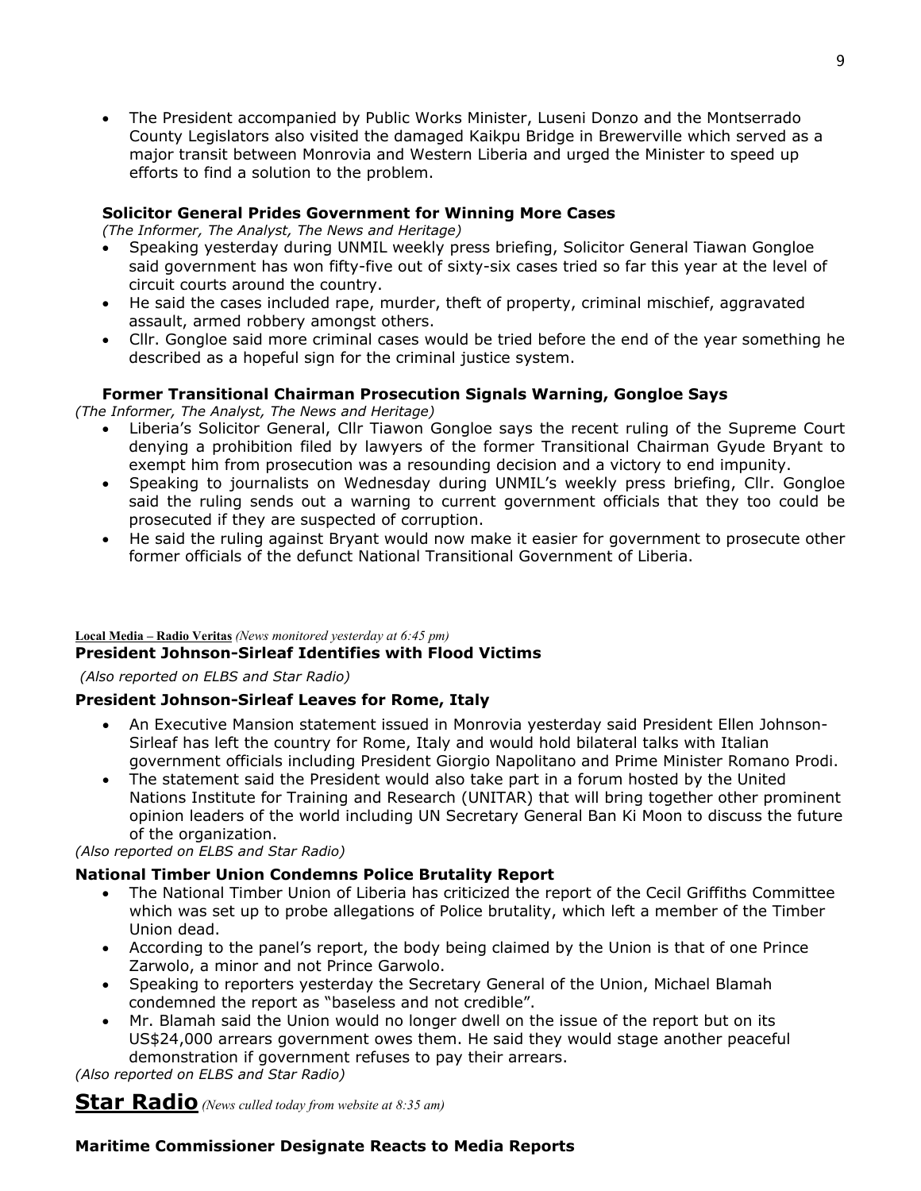- The President accompanied by Public Works Minister, Luseni Donzo and the Montserrado County Legislators also visited the damaged Kaikpu Bridge in Brewerville which served as a major transit between Monrovia and Western Liberia and urged the Minister to speed up efforts to find a solution to the problem.

**Solicitor General Prides Government for Winning More Cases**
*(The Informer, The Analyst, The News and Heritage)*

- Speaking yesterday during UNMIL weekly press briefing, Solicitor General Tiawan Gongloe said government has won fifty-five out of sixty-six cases tried so far this year at the level of circuit courts around the country.
- He said the cases included rape, murder, theft of property, criminal mischief, aggravated assault, armed robbery amongst others.
- Cllr. Gongloe said more criminal cases would be tried before the end of the year something he described as a hopeful sign for the criminal justice system.

**Former Transitional Chairman Prosecution Signals Warning, Gongloe Says**
*(The Informer, The Analyst, The News and Heritage)*

- Liberia's Solicitor General, Cllr Tiawon Gongloe says the recent ruling of the Supreme Court denying a prohibition filed by lawyers of the former Transitional Chairman Gyude Bryant to exempt him from prosecution was a resounding decision and a victory to end impunity.
- Speaking to journalists on Wednesday during UNMIL's weekly press briefing, Cllr. Gongloe said the ruling sends out a warning to current government officials that they too could be prosecuted if they are suspected of corruption.
- He said the ruling against Bryant would now make it easier for government to prosecute other former officials of the defunct National Transitional Government of Liberia.

**Local Media – Radio Veritas** *(News monitored yesterday at 6:45 pm)*

**President Johnson-Sirleaf Identifies with Flood Victims**

*(Also reported on ELBS and Star Radio)*

**President Johnson-Sirleaf Leaves for Rome, Italy**

- An Executive Mansion statement issued in Monrovia yesterday said President Ellen Johnson-Sirleaf has left the country for Rome, Italy and would hold bilateral talks with Italian government officials including President Giorgio Napolitano and Prime Minister Romano Prodi.
- The statement said the President would also take part in a forum hosted by the United Nations Institute for Training and Research (UNITAR) that will bring together other prominent opinion leaders of the world including UN Secretary General Ban Ki Moon to discuss the future of the organization.

*(Also reported on ELBS and Star Radio)*

**National Timber Union Condemns Police Brutality Report**

- The National Timber Union of Liberia has criticized the report of the Cecil Griffiths Committee which was set up to probe allegations of Police brutality, which left a member of the Timber Union dead.
- According to the panel's report, the body being claimed by the Union is that of one Prince Zarwolo, a minor and not Prince Garwolo.
- Speaking to reporters yesterday the Secretary General of the Union, Michael Blamah condemned the report as "baseless and not credible".
- Mr. Blamah said the Union would no longer dwell on the issue of the report but on its US$24,000 arrears government owes them. He said they would stage another peaceful demonstration if government refuses to pay their arrears.

*(Also reported on ELBS and Star Radio)*

## **Star Radio** *(News culled today from website at 8:35 am)*

**Maritime Commissioner Designate Reacts to Media Reports**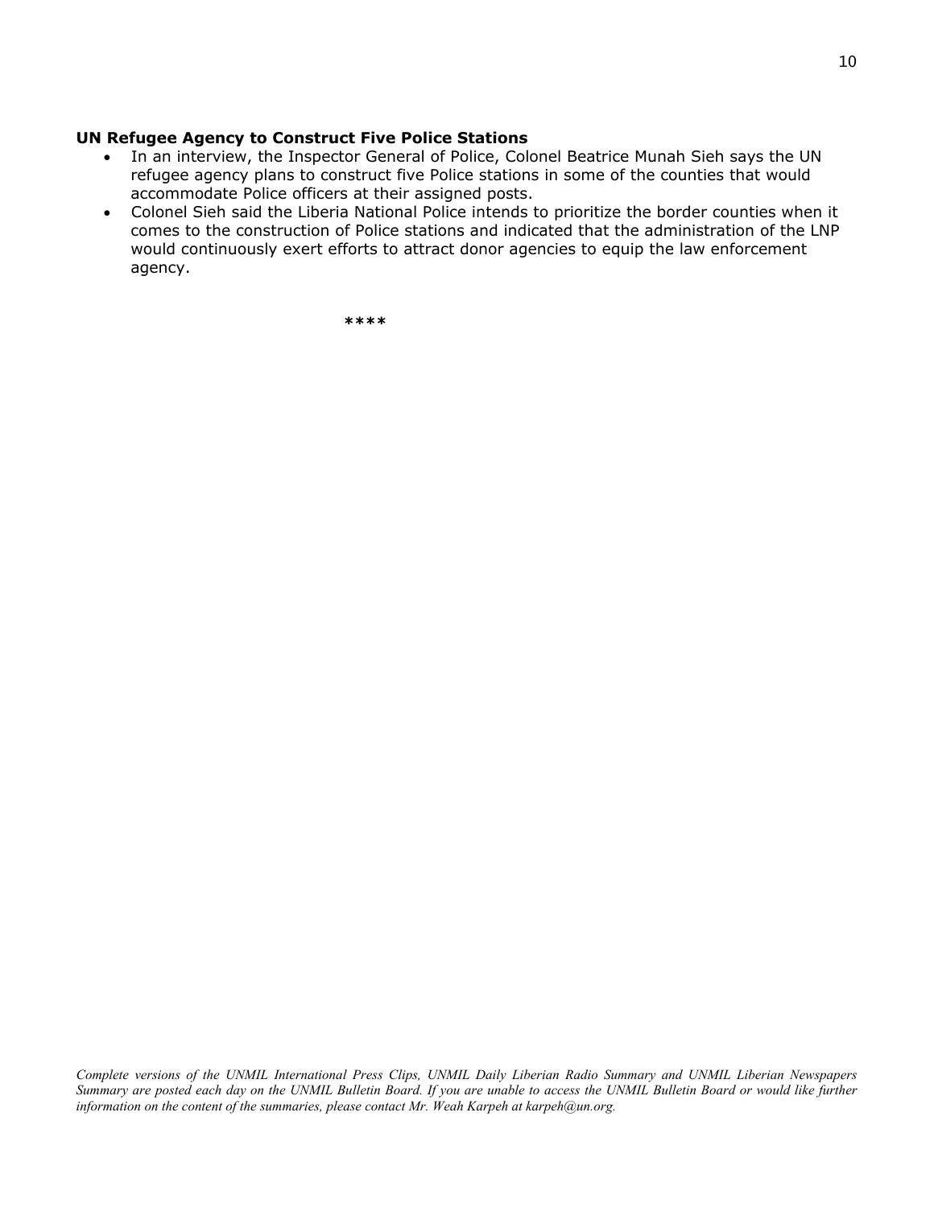**UN Refugee Agency to Construct Five Police Stations**

- In an interview, the Inspector General of Police, Colonel Beatrice Munah Sieh says the UN refugee agency plans to construct five Police stations in some of the counties that would accommodate Police officers at their assigned posts.
- Colonel Sieh said the Liberia National Police intends to prioritize the border counties when it comes to the construction of Police stations and indicated that the administration of the LNP would continuously exert efforts to attract donor agencies to equip the law enforcement agency.

****

*Complete versions of the UNMIL International Press Clips, UNMIL Daily Liberian Radio Summary and UNMIL Liberian Newspapers Summary are posted each day on the UNMIL Bulletin Board. If you are unable to access the UNMIL Bulletin Board or would like further information on the content of the summaries, please contact Mr. Weah Karpeh at karpeh@un.org.*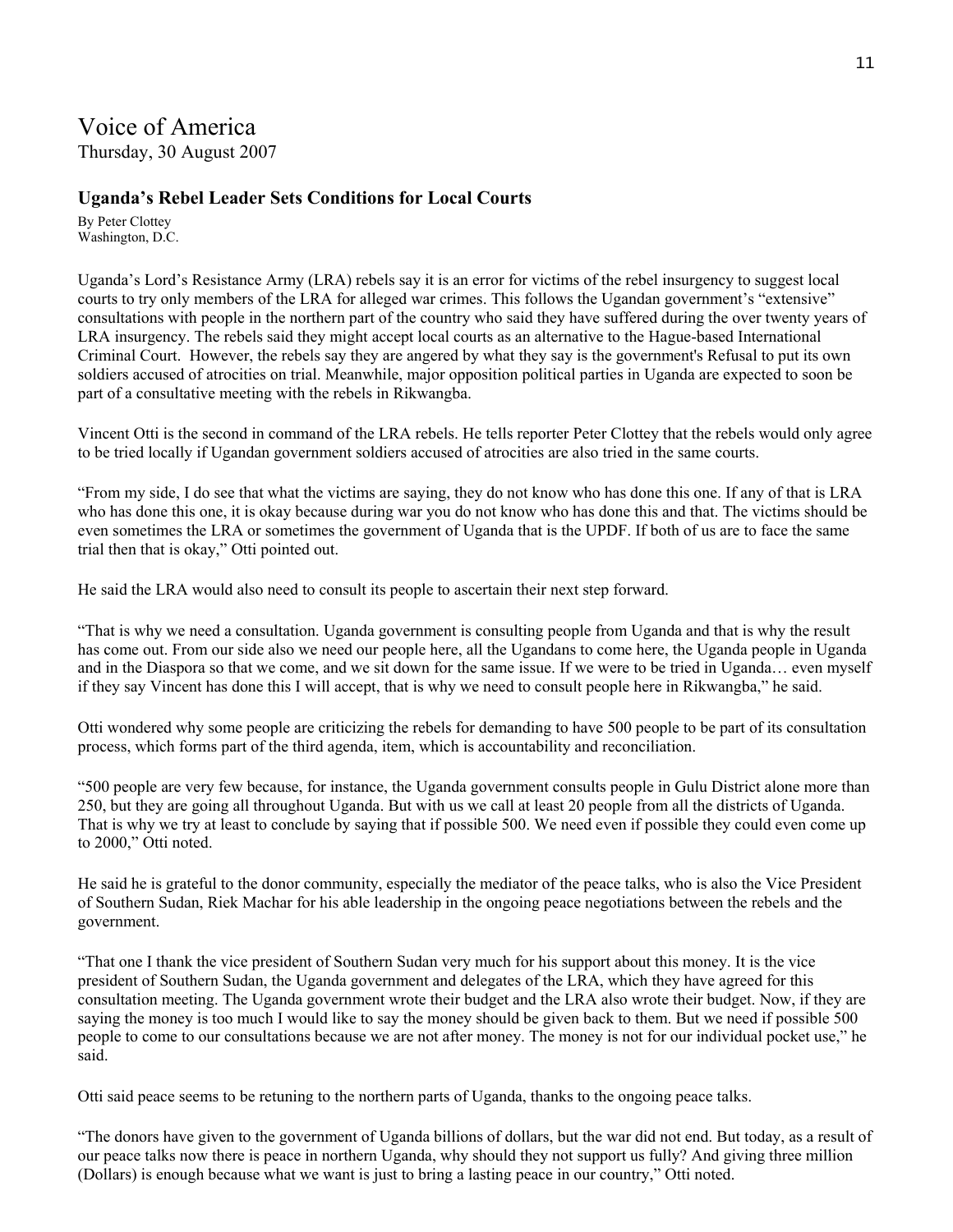# Voice of America

Thursday, 30 August 2007

### Uganda's Rebel Leader Sets Conditions for Local Courts

By Peter Clottey
Washington, D.C.

Uganda's Lord's Resistance Army (LRA) rebels say it is an error for victims of the rebel insurgency to suggest local courts to try only members of the LRA for alleged war crimes. This follows the Ugandan government's "extensive" consultations with people in the northern part of the country who said they have suffered during the over twenty years of LRA insurgency. The rebels said they might accept local courts as an alternative to the Hague-based International Criminal Court. However, the rebels say they are angered by what they say is the government's Refusal to put its own soldiers accused of atrocities on trial. Meanwhile, major opposition political parties in Uganda are expected to soon be part of a consultative meeting with the rebels in Rikwangba.

Vincent Otti is the second in command of the LRA rebels. He tells reporter Peter Clottey that the rebels would only agree to be tried locally if Ugandan government soldiers accused of atrocities are also tried in the same courts.

"From my side, I do see that what the victims are saying, they do not know who has done this one. If any of that is LRA who has done this one, it is okay because during war you do not know who has done this and that. The victims should be even sometimes the LRA or sometimes the government of Uganda that is the UPDF. If both of us are to face the same trial then that is okay," Otti pointed out.

He said the LRA would also need to consult its people to ascertain their next step forward.

"That is why we need a consultation. Uganda government is consulting people from Uganda and that is why the result has come out. From our side also we need our people here, all the Ugandans to come here, the Uganda people in Uganda and in the Diaspora so that we come, and we sit down for the same issue. If we were to be tried in Uganda… even myself if they say Vincent has done this I will accept, that is why we need to consult people here in Rikwangba," he said.

Otti wondered why some people are criticizing the rebels for demanding to have 500 people to be part of its consultation process, which forms part of the third agenda, item, which is accountability and reconciliation.

"500 people are very few because, for instance, the Uganda government consults people in Gulu District alone more than 250, but they are going all throughout Uganda. But with us we call at least 20 people from all the districts of Uganda. That is why we try at least to conclude by saying that if possible 500. We need even if possible they could even come up to 2000," Otti noted.

He said he is grateful to the donor community, especially the mediator of the peace talks, who is also the Vice President of Southern Sudan, Riek Machar for his able leadership in the ongoing peace negotiations between the rebels and the government.

"That one I thank the vice president of Southern Sudan very much for his support about this money. It is the vice president of Southern Sudan, the Uganda government and delegates of the LRA, which they have agreed for this consultation meeting. The Uganda government wrote their budget and the LRA also wrote their budget. Now, if they are saying the money is too much I would like to say the money should be given back to them. But we need if possible 500 people to come to our consultations because we are not after money. The money is not for our individual pocket use," he said.

Otti said peace seems to be retuning to the northern parts of Uganda, thanks to the ongoing peace talks.

"The donors have given to the government of Uganda billions of dollars, but the war did not end. But today, as a result of our peace talks now there is peace in northern Uganda, why should they not support us fully? And giving three million (Dollars) is enough because what we want is just to bring a lasting peace in our country," Otti noted.